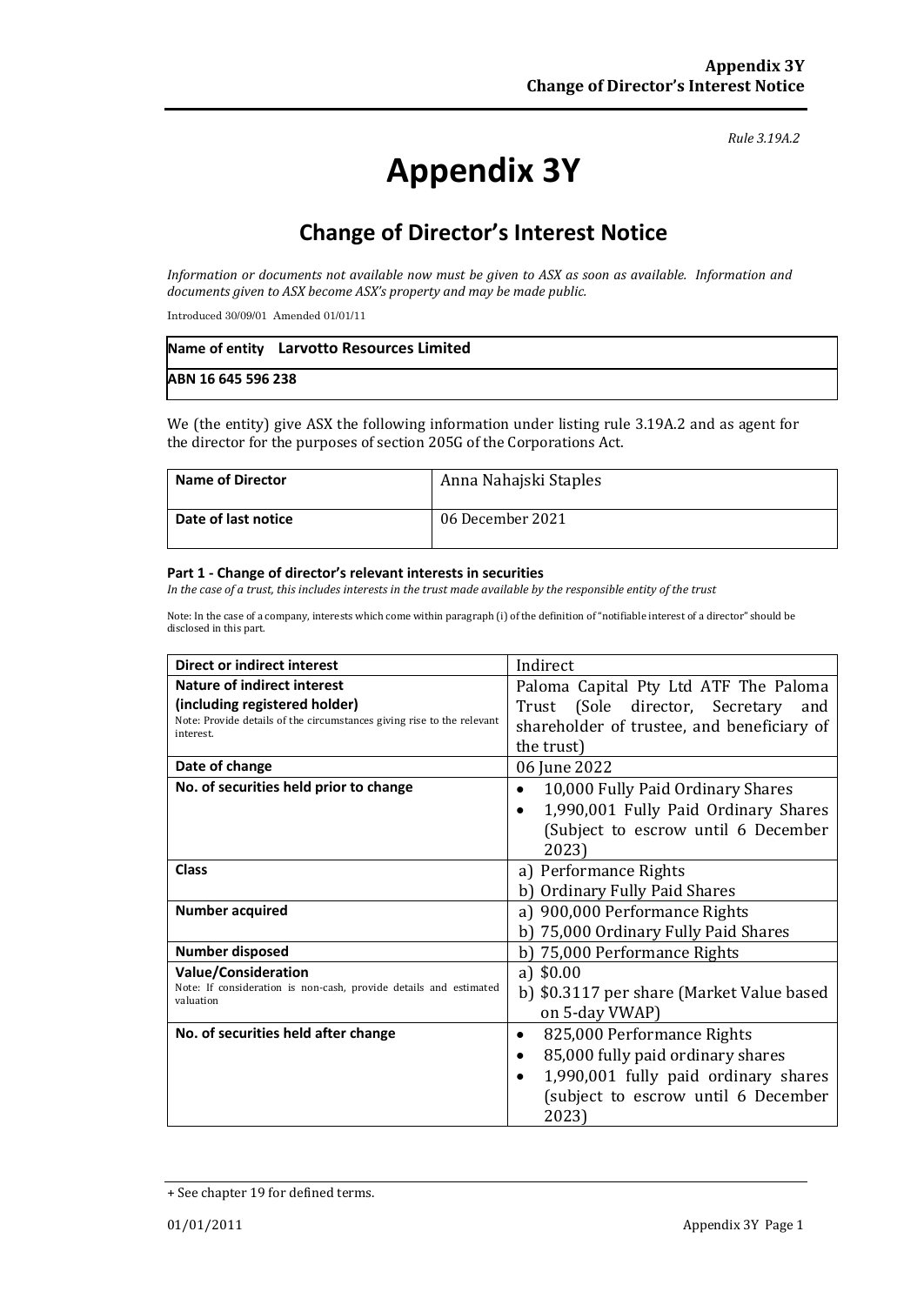*Rule 3.19A.2*

# Appendix 3Y

## Change of Director's Interest Notice

*Information or documents not available now must be given to ASX as soon as available. Information and documents given to ASX become ASX's property and may be made public.*

Introduced 30/09/01 Amended 01/01/11

| **Name of entity** **Larvotto Resources Limited** |
|---|
| **ABN 16 645 596 238** |

We (the entity) give ASX the following information under listing rule 3.19A.2 and as agent for the director for the purposes of section 205G of the Corporations Act.

| **Name of Director** | Anna Nahajski Staples |
|---|---|
| **Date of last notice** | 06 December 2021 |

#### Part 1 - Change of director's relevant interests in securities

*In the case of a trust, this includes interests in the trust made available by the responsible entity of the trust*

Note: In the case of a company, interests which come within paragraph (i) of the definition of "notifiable interest of a director" should be disclosed in this part.

| **Direct or indirect interest** | Indirect |
|---|---|
| **Nature of indirect interest (including registered holder)**<br>Note: Provide details of the circumstances giving rise to the relevant interest. | Paloma Capital Pty Ltd ATF The Paloma Trust (Sole director, Secretary and shareholder of trustee, and beneficiary of the trust) |
| **Date of change** | 06 June 2022 |
| **No. of securities held prior to change** | • 10,000 Fully Paid Ordinary Shares<br>• 1,990,001 Fully Paid Ordinary Shares (Subject to escrow until 6 December 2023) |
| **Class** | a) Performance Rights<br>b) Ordinary Fully Paid Shares |
| **Number acquired** | a) 900,000 Performance Rights<br>b) 75,000 Ordinary Fully Paid Shares |
| **Number disposed** | b) 75,000 Performance Rights |
| **Value/Consideration**<br>Note: If consideration is non-cash, provide details and estimated valuation | a) $0.00<br>b) $0.3117 per share (Market Value based on 5-day VWAP) |
| **No. of securities held after change** | • 825,000 Performance Rights<br>• 85,000 fully paid ordinary shares<br>• 1,990,001 fully paid ordinary shares (subject to escrow until 6 December 2023) |

+ See chapter 19 for defined terms.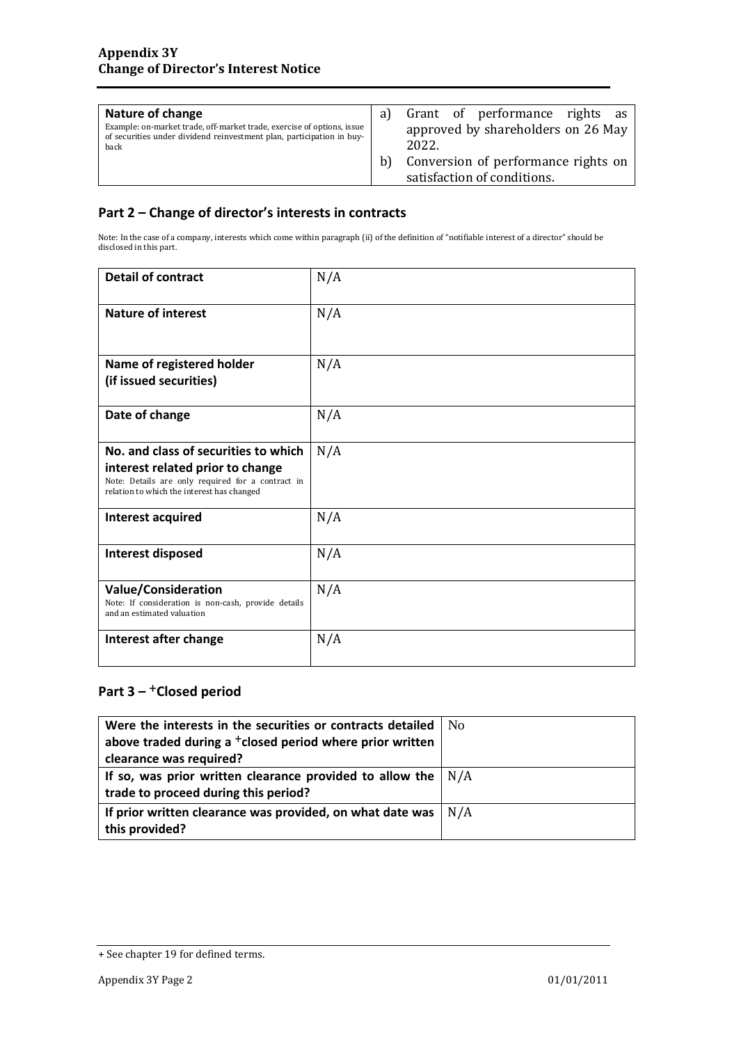| | |
|---|---|
| **Nature of change**<br>Example: on-market trade, off-market trade, exercise of options, issue of securities under dividend reinvestment plan, participation in buy-back | a) Grant of performance rights as approved by shareholders on 26 May 2022.<br>b) Conversion of performance rights on satisfaction of conditions. |

## Part 2 – Change of director's interests in contracts

Note: In the case of a company, interests which come within paragraph (ii) of the definition of "notifiable interest of a director" should be disclosed in this part.

| | |
|---|---|
| **Detail of contract** | N/A |
| **Nature of interest** | N/A |
| **Name of registered holder (if issued securities)** | N/A |
| **Date of change** | N/A |
| **No. and class of securities to which interest related prior to change**<br>Note: Details are only required for a contract in relation to which the interest has changed | N/A |
| **Interest acquired** | N/A |
| **Interest disposed** | N/A |
| **Value/Consideration**<br>Note: If consideration is non-cash, provide details and an estimated valuation | N/A |
| **Interest after change** | N/A |

## Part 3 – +Closed period

| | |
|---|---|
| **Were the interests in the securities or contracts detailed above traded during a +closed period where prior written clearance was required?** | No |
| **If so, was prior written clearance provided to allow the trade to proceed during this period?** | N/A |
| **If prior written clearance was provided, on what date was this provided?** | N/A |

+ See chapter 19 for defined terms.